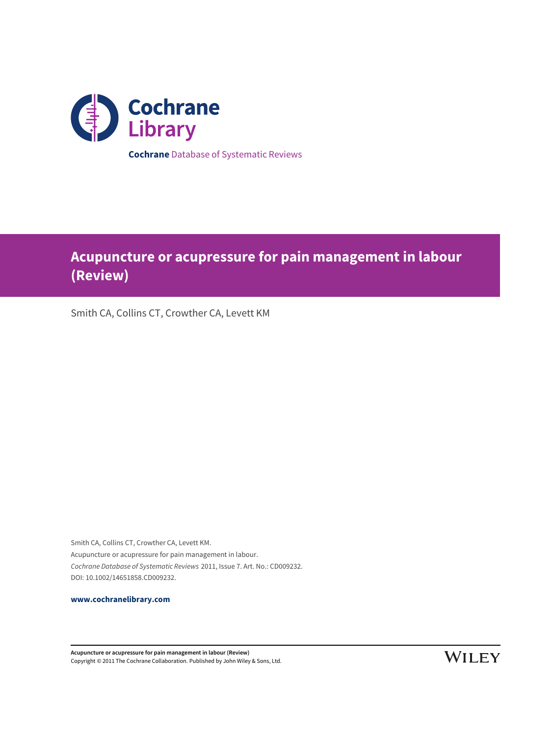Cochrane Library

**Cochrane** Database of Systematic Reviews

# Acupuncture or acupressure for pain management in labour (Review)

Smith CA, Collins CT, Crowther CA, Levett KM

Smith CA, Collins CT, Crowther CA, Levett KM.
Acupuncture or acupressure for pain management in labour.
*Cochrane Database of Systematic Reviews* 2011, Issue 7. Art. No.: CD009232.
DOI: 10.1002/14651858.CD009232.

**www.cochranelibrary.com**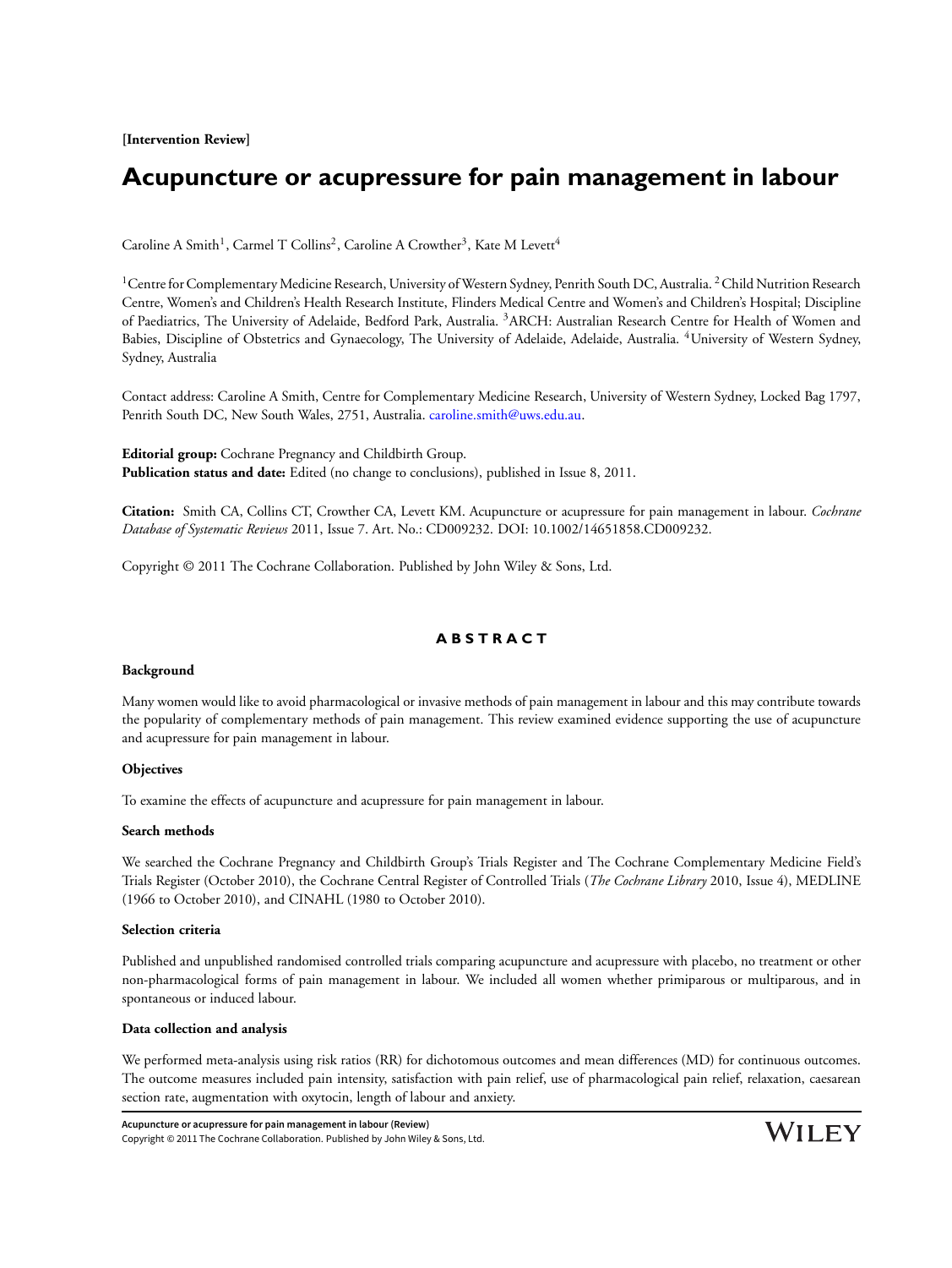**[Intervention Review]**

# Acupuncture or acupressure for pain management in labour

Caroline A Smith[1], Carmel T Collins[2], Caroline A Crowther[3], Kate M Levett[4]

[1]Centre for Complementary Medicine Research, University of Western Sydney, Penrith South DC, Australia. [2]Child Nutrition Research Centre, Women's and Children's Health Research Institute, Flinders Medical Centre and Women's and Children's Hospital; Discipline of Paediatrics, The University of Adelaide, Bedford Park, Australia. [3]ARCH: Australian Research Centre for Health of Women and Babies, Discipline of Obstetrics and Gynaecology, The University of Adelaide, Adelaide, Australia. [4]University of Western Sydney, Sydney, Australia

Contact address: Caroline A Smith, Centre for Complementary Medicine Research, University of Western Sydney, Locked Bag 1797, Penrith South DC, New South Wales, 2751, Australia. caroline.smith@uws.edu.au.

**Editorial group:** Cochrane Pregnancy and Childbirth Group.
**Publication status and date:** Edited (no change to conclusions), published in Issue 8, 2011.

**Citation:** Smith CA, Collins CT, Crowther CA, Levett KM. Acupuncture or acupressure for pain management in labour. *Cochrane Database of Systematic Reviews* 2011, Issue 7. Art. No.: CD009232. DOI: 10.1002/14651858.CD009232.

Copyright © 2011 The Cochrane Collaboration. Published by John Wiley & Sons, Ltd.

## ABSTRACT

### Background

Many women would like to avoid pharmacological or invasive methods of pain management in labour and this may contribute towards the popularity of complementary methods of pain management. This review examined evidence supporting the use of acupuncture and acupressure for pain management in labour.

### Objectives

To examine the effects of acupuncture and acupressure for pain management in labour.

### Search methods

We searched the Cochrane Pregnancy and Childbirth Group's Trials Register and The Cochrane Complementary Medicine Field's Trials Register (October 2010), the Cochrane Central Register of Controlled Trials (*The Cochrane Library* 2010, Issue 4), MEDLINE (1966 to October 2010), and CINAHL (1980 to October 2010).

### Selection criteria

Published and unpublished randomised controlled trials comparing acupuncture and acupressure with placebo, no treatment or other non-pharmacological forms of pain management in labour. We included all women whether primiparous or multiparous, and in spontaneous or induced labour.

### Data collection and analysis

We performed meta-analysis using risk ratios (RR) for dichotomous outcomes and mean differences (MD) for continuous outcomes. The outcome measures included pain intensity, satisfaction with pain relief, use of pharmacological pain relief, relaxation, caesarean section rate, augmentation with oxytocin, length of labour and anxiety.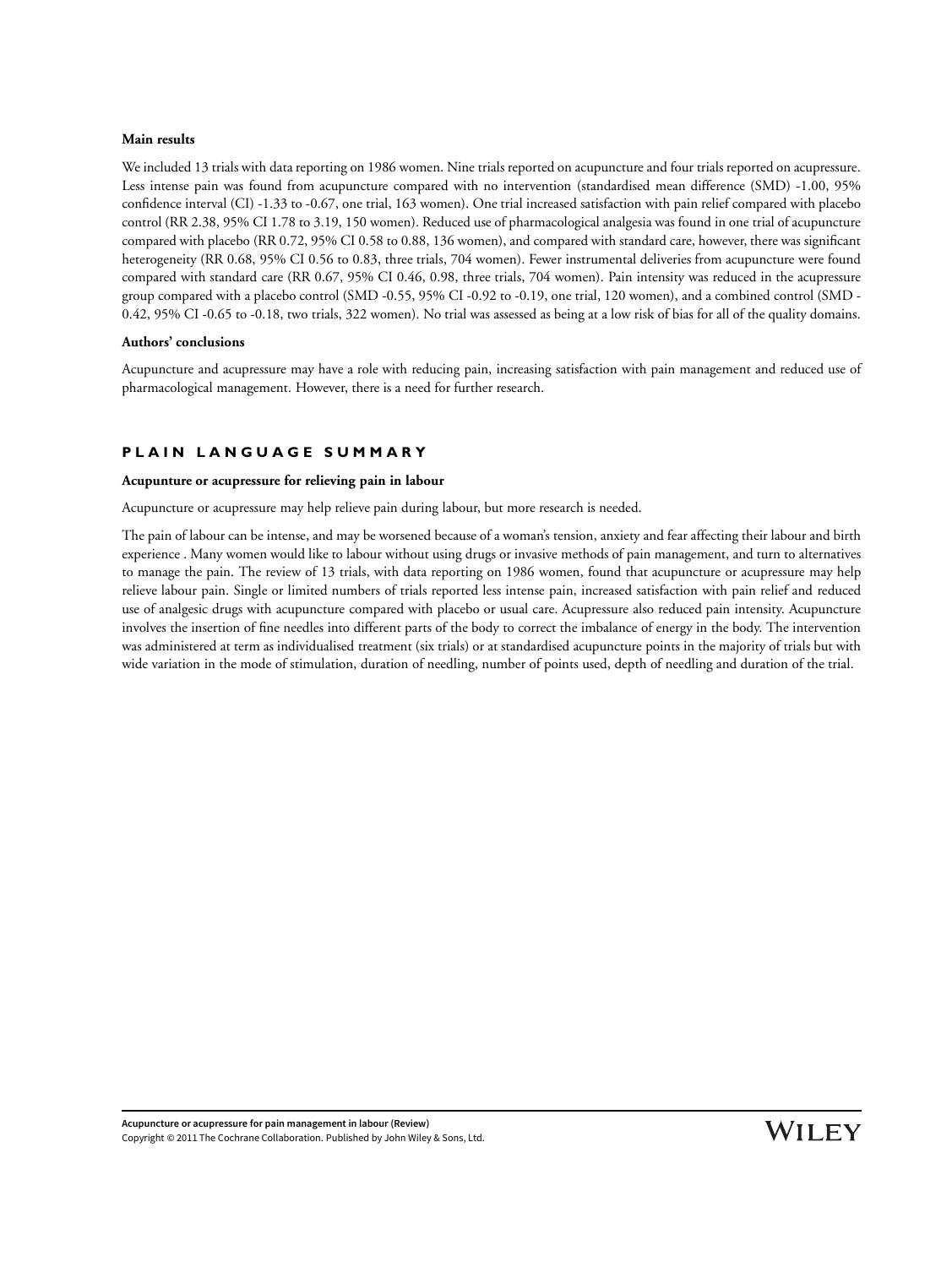**Main results**

We included 13 trials with data reporting on 1986 women. Nine trials reported on acupuncture and four trials reported on acupressure. Less intense pain was found from acupuncture compared with no intervention (standardised mean difference (SMD) -1.00, 95% confidence interval (CI) -1.33 to -0.67, one trial, 163 women). One trial increased satisfaction with pain relief compared with placebo control (RR 2.38, 95% CI 1.78 to 3.19, 150 women). Reduced use of pharmacological analgesia was found in one trial of acupuncture compared with placebo (RR 0.72, 95% CI 0.58 to 0.88, 136 women), and compared with standard care, however, there was significant heterogeneity (RR 0.68, 95% CI 0.56 to 0.83, three trials, 704 women). Fewer instrumental deliveries from acupuncture were found compared with standard care (RR 0.67, 95% CI 0.46, 0.98, three trials, 704 women). Pain intensity was reduced in the acupressure group compared with a placebo control (SMD -0.55, 95% CI -0.92 to -0.19, one trial, 120 women), and a combined control (SMD -0.42, 95% CI -0.65 to -0.18, two trials, 322 women). No trial was assessed as being at a low risk of bias for all of the quality domains.

**Authors' conclusions**

Acupuncture and acupressure may have a role with reducing pain, increasing satisfaction with pain management and reduced use of pharmacological management. However, there is a need for further research.

## PLAIN LANGUAGE SUMMARY

**Acupunture or acupressure for relieving pain in labour**

Acupuncture or acupressure may help relieve pain during labour, but more research is needed.

The pain of labour can be intense, and may be worsened because of a woman's tension, anxiety and fear affecting their labour and birth experience . Many women would like to labour without using drugs or invasive methods of pain management, and turn to alternatives to manage the pain. The review of 13 trials, with data reporting on 1986 women, found that acupuncture or acupressure may help relieve labour pain. Single or limited numbers of trials reported less intense pain, increased satisfaction with pain relief and reduced use of analgesic drugs with acupuncture compared with placebo or usual care. Acupressure also reduced pain intensity. Acupuncture involves the insertion of fine needles into different parts of the body to correct the imbalance of energy in the body. The intervention was administered at term as individualised treatment (six trials) or at standardised acupuncture points in the majority of trials but with wide variation in the mode of stimulation, duration of needling, number of points used, depth of needling and duration of the trial.